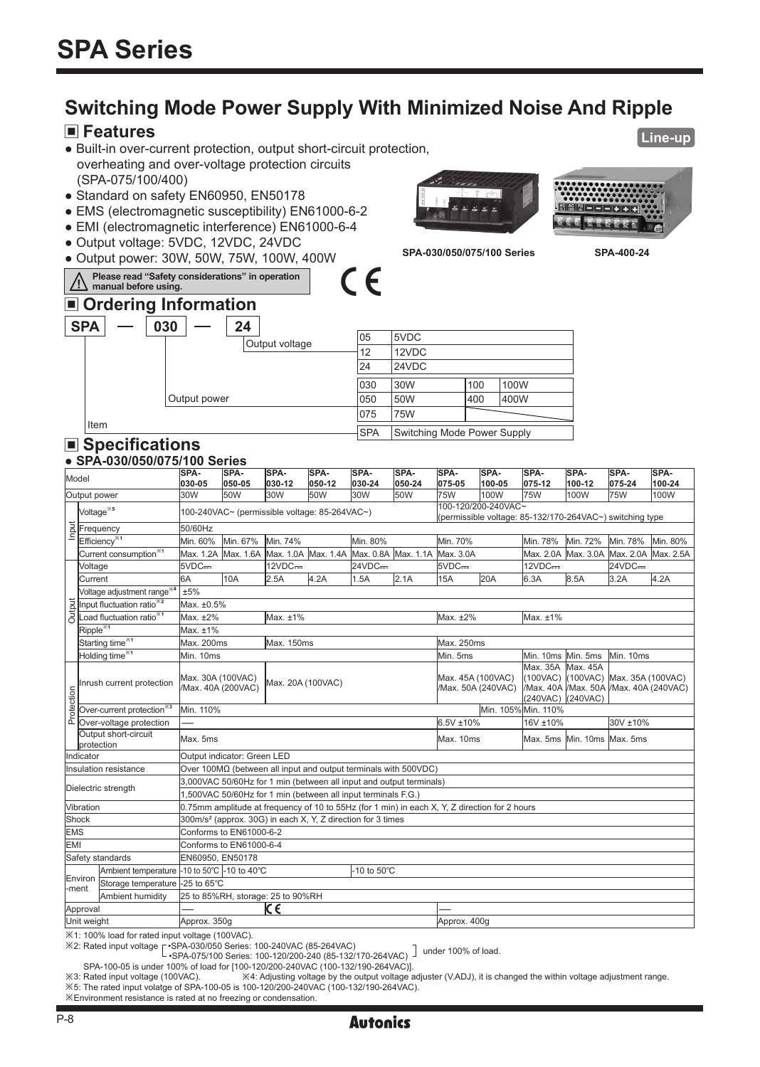# SPA Series

## Switching Mode Power Supply With Minimized Noise And Ripple

### ■ Features

**Line-up**

- Built-in over-current protection, output short-circuit protection, overheating and over-voltage protection circuits (SPA-075/100/400)
- Standard on safety EN60950, EN50178
- EMS (electromagnetic susceptibility) EN61000-6-2
- EMI (electromagnetic interference) EN61000-6-4
- Output voltage: 5VDC, 12VDC, 24VDC
- Output power: 30W, 50W, 75W, 100W, 400W

SPA-030/050/075/100 Series

SPA-400-24

⚠ **Please read "Safety considerations" in operation manual before using.**

CE

### ■ Ordering Information

SPA — 030 — 24

| | | | | |
|---|---|---|---|---|
| Output voltage | 05 | 5VDC | | |
| | 12 | 12VDC | | |
| | 24 | 24VDC | | |
| Output power | 030 | 30W | 100 | 100W |
| | 050 | 50W | 400 | 400W |
| | 075 | 75W | | |
| Item | SPA | Switching Mode Power Supply | | |

### ■ Specifications

● **SPA-030/050/075/100 Series**

| | | | SPA-030-05 | SPA-050-05 | SPA-030-12 | SPA-050-12 | SPA-030-24 | SPA-050-24 | SPA-075-05 | SPA-100-05 | SPA-075-12 | SPA-100-12 | SPA-075-24 | SPA-100-24 |
|---|---|---|---|---|---|---|---|---|---|---|---|---|---|---|
| Model | | | | | | | | | | | | | | |
| Output power | | | 30W | 50W | 30W | 50W | 30W | 50W | 75W | 100W | 75W | 100W | 75W | 100W |
| Input | Voltage※5 | | 100-240VAC~ (permissible voltage: 85-264VAC~) | | | | | | 100-120/200-240VAC~ (permissible voltage: 85-132/170-264VAC~) switching type | | | | | |
| | Frequency | | 50/60Hz | | | | | | | | | | | |
| | Efficiency※1 | | Min. 60% | Min. 67% | Min. 74% | | Min. 80% | | Min. 70% | | Min. 78% | Min. 72% | Min. 78% | Min. 80% |
| | Current consumption※1 | | Max. 1.2A | Max. 1.6A | Max. 1.0A | Max. 1.4A | Max. 0.8A | Max. 1.1A | Max. 3.0A | | Max. 2.0A | Max. 3.0A | Max. 2.0A | Max. 2.5A |
| Output | Voltage | | 5VDC⎓ | | 12VDC⎓ | | 24VDC⎓ | | 5VDC⎓ | | 12VDC⎓ | | 24VDC⎓ | |
| | Current | | 6A | 10A | 2.5A | 4.2A | 1.5A | 2.1A | 15A | 20A | 6.3A | 8.5A | 3.2A | 4.2A |
| | Voltage adjustment range※4 | | ±5% | | | | | | | | | | | |
| | Input fluctuation ratio※2 | | Max. ±0.5% | | | | | | | | | | | |
| | Load fluctuation ratio※1 | | Max. ±2% | | Max. ±1% | | | | Max. ±2% | | Max. ±1% | | | |
| | Ripple※1 | | Max. ±1% | | | | | | | | | | | |
| | Starting time※1 | | Max. 200ms | | Max. 150ms | | | | Max. 250ms | | | | | |
| | Holding time※1 | | Min. 10ms | | | | | | Min. 5ms | | Min. 10ms | Min. 5ms | Min. 10ms | |
| Protection | Inrush current protection | | Max. 30A (100VAC) /Max. 40A (200VAC) | | Max. 20A (100VAC) | | | | Max. 45A (100VAC) /Max. 50A (240VAC) | | Max. 35A (100VAC) /Max. 40A (240VAC) | Max. 45A (100VAC) /Max. 50A (240VAC) | Max. 35A (100VAC) /Max. 40A (240VAC) | |
| | Over-current protection※3 | | Min. 110% | | | | | | | Min. 105% | Min. 110% | | | |
| | Over-voltage protection | | — | | | | | | 6.5V ±10% | | 16V ±10% | | 30V ±10% | |
| | Output short-circuit protection | | Max. 5ms | | | | | | Max. 10ms | | Max. 5ms | Min. 10ms | Max. 5ms | |
| Indicator | | | Output indicator: Green LED | | | | | | | | | | | |
| Insulation resistance | | | Over 100MΩ (between all input and output terminals with 500VDC) | | | | | | | | | | | |
| Dielectric strength | | | 3,000VAC 50/60Hz for 1 min (between all input and output terminals) | | | | | | | | | | | |
| | | | 1,500VAC 50/60Hz for 1 min (between all input terminals F.G.) | | | | | | | | | | | |
| Vibration | | | 0.75mm amplitude at frequency of 10 to 55Hz (for 1 min) in each X, Y, Z direction for 2 hours | | | | | | | | | | | |
| Shock | | | 300m/s² (approx. 30G) in each X, Y, Z direction for 3 times | | | | | | | | | | | |
| EMS | | | Conforms to EN61000-6-2 | | | | | | | | | | | |
| EMI | | | Conforms to EN61000-6-4 | | | | | | | | | | | |
| Safety standards | | | EN60950, EN50178 | | | | | | | | | | | |
| Environ-ment | Ambient temperature | | -10 to 50℃ | -10 to 40℃ | | | -10 to 50℃ | | | | | | | |
| | Storage temperature | | -25 to 65℃ | | | | | | | | | | | |
| | Ambient humidity | | 25 to 85%RH, storage: 25 to 90%RH | | | | | | | | | | | |
| Approval | | | — | | CE | | | | — | | | | | |
| Unit weight | | | Approx. 350g | | | | | | Approx. 400g | | | | | |

※1: 100% load for rated input voltage (100VAC).

※2: Rated input voltage [•SPA-030/050 Series: 100-240VAC (85-264VAC) / •SPA-075/100 Series: 100-120/200-240 (85-132/170-264VAC)] under 100% of load.

SPA-100-05 is under 100% of load for [100-120/200-240VAC (100-132/190-264VAC)].

※3: Rated input voltage (100VAC). ※4: Adjusting voltage by the output voltage adjuster (V.ADJ), it is changed the within voltage adjustment range.

※5: The rated input volatge of SPA-100-05 is 100-120/200-240VAC (100-132/190-264VAC).

※Environment resistance is rated at no freezing or condensation.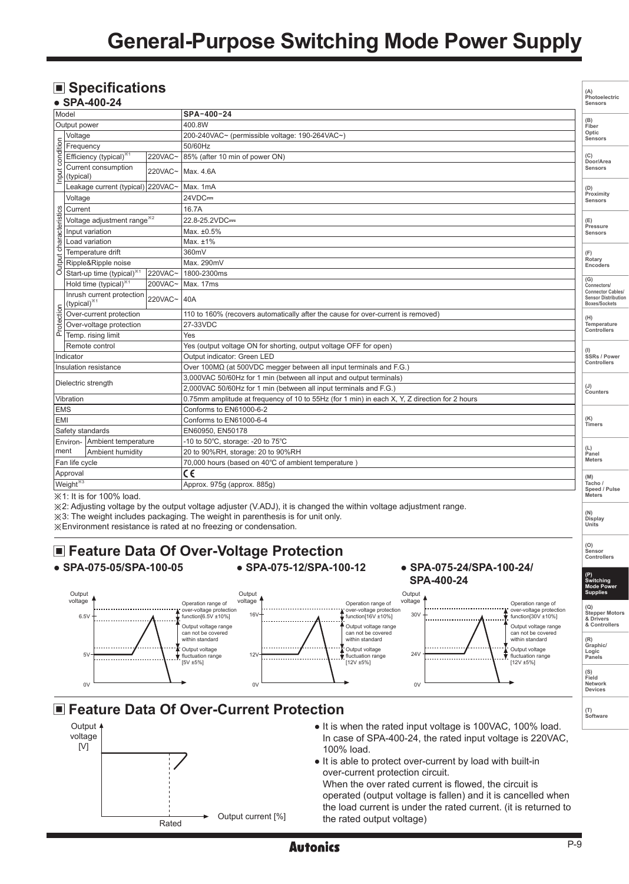# General-Purpose Switching Mode Power Supply

## Specifications

### ● SPA-400-24

| Model | | | SPA-400-24 |
|---|---|---|---|
| Output power | | | 400.8W |
| Input condition | Voltage | | 200-240VAC~ (permissible voltage: 190-264VAC~) |
| | Frequency | | 50/60Hz |
| | Efficiency (typical)※1 | 220VAC~ | 85% (after 10 min of power ON) |
| | Current consumption (typical) | 220VAC~ | Max. 4.6A |
| | Leakage current (typical) | 220VAC~ | Max. 1mA |
| Output characteristics | Voltage | | 24VDC⎓ |
| | Current | | 16.7A |
| | Voltage adjustment range※2 | | 22.8-25.2VDC⎓ |
| | Input variation | | Max. ±0.5% |
| | Load variation | | Max. ±1% |
| | Temperature drift | | 360mV |
| | Ripple&Ripple noise | | Max. 290mV |
| | Start-up time (typical)※1 | 220VAC~ | 1800-2300ms |
| | Hold time (typical)※1 | 200VAC~ | Max. 17ms |
| Protection | Inrush current protection (typical)※1 | 220VAC~ | 40A |
| | Over-current protection | | 110 to 160% (recovers automatically after the cause for over-current is removed) |
| | Over-voltage protection | | 27-33VDC |
| | Temp. rising limit | | Yes |
| | Remote control | | Yes (output voltage ON for shorting, output voltage OFF for open) |
| Indicator | | | Output indicator: Green LED |
| Insulation resistance | | | Over 100MΩ (at 500VDC megger between all input terminals and F.G.) |
| Dielectric strength | | | 3,000VAC 50/60Hz for 1 min (between all input and output terminals) |
| | | | 2,000VAC 50/60Hz for 1 min (between all input terminals and F.G.) |
| Vibration | | | 0.75mm amplitude at frequency of 10 to 55Hz (for 1 min) in each X, Y, Z direction for 2 hours |
| EMS | | | Conforms to EN61000-6-2 |
| EMI | | | Conforms to EN61000-6-4 |
| Safety standards | | | EN60950, EN50178 |
| Environment | Ambient temperature | | -10 to 50℃, storage: -20 to 75℃ |
| | Ambient humidity | | 20 to 90%RH, storage: 20 to 90%RH |
| Fan life cycle | | | 70,000 hours (based on 40℃ of ambient temperature ) |
| Approval | | | CE |
| Weight※3 | | | Approx. 975g (approx. 885g) |

※1: It is for 100% load.
※2: Adjusting voltage by the output voltage adjuster (V.ADJ), it is changed the within voltage adjustment range.
※3: The weight includes packaging. The weight in parenthesis is for unit only.
※Environment resistance is rated at no freezing or condensation.

## Feature Data Of Over-Voltage Protection

● SPA-075-05/SPA-100-05

Output voltage: 0V, 5V, 6.5V
- Operation range of over-voltage protection function[6.5V ±10%]
- Output voltage range can not be covered within standard
- Output voltage fluctuation range [5V ±5%]

● SPA-075-12/SPA-100-12

Output voltage: 0V, 12V, 16V
- Operation range of over-voltage protection function[16V ±10%]
- Output voltage range can not be covered within standard
- Output voltage fluctuation range [12V ±5%]

● SPA-075-24/SPA-100-24/SPA-400-24

Output voltage: 0V, 24V, 30V
- Operation range of over-voltage protection function[30V ±10%]
- Output voltage range can not be covered within standard
- Output voltage fluctuation range [12V ±5%]

## Feature Data Of Over-Current Protection

Output voltage [V] / Output current [%] / Rated

- It is when the rated input voltage is 100VAC, 100% load. In case of SPA-400-24, the rated input voltage is 220VAC, 100% load.
- It is able to protect over-current by load with built-in over-current protection circuit. When the over rated current is flowed, the circuit is operated (output voltage is fallen) and it is cancelled when the load current is under the rated current. (it is returned to the rated output voltage)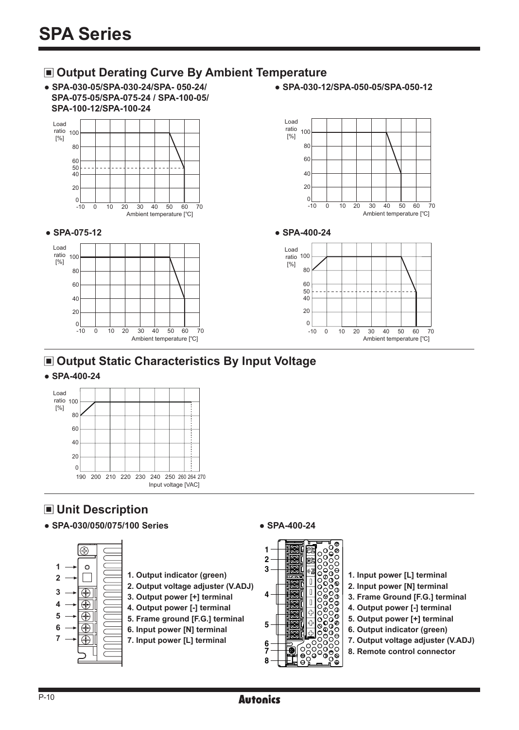# SPA Series

## Output Derating Curve By Ambient Temperature

- **SPA-030-05/SPA-030-24/SPA- 050-24/ SPA-075-05/SPA-075-24 / SPA-100-05/ SPA-100-12/SPA-100-24**

Load ratio [%]: 100, 80, 60, 50, 40, 20, 0

Ambient temperature [℃]: -10, 0, 10, 20, 30, 40, 50, 60, 70

- **SPA-030-12/SPA-050-05/SPA-050-12**

Load ratio [%]: 100, 80, 60, 40, 20, 0

Ambient temperature [℃]: -10, 0, 10, 20, 30, 40, 50, 60, 70

- **SPA-075-12**

Load ratio [%]: 100, 80, 60, 40, 20, 0

Ambient temperature [℃]: -10, 0, 10, 20, 30, 40, 50, 60, 70

- **SPA-400-24**

Load ratio [%]: 100, 80, 60, 50, 40, 20, 0

Ambient temperature [℃]: -10, 0, 10, 20, 30, 40, 50, 60, 70

## Output Static Characteristics By Input Voltage

- **SPA-400-24**

Load ratio [%]: 100, 80, 60, 40, 20, 0

Input voltage [VAC]: 190, 200, 210, 220, 230, 240, 250, 260, 264, 270

## Unit Description

- **SPA-030/050/075/100 Series**

1. **Output indicator (green)**
2. **Output voltage adjuster (V.ADJ)**
3. **Output power [+] terminal**
4. **Output power [-] terminal**
5. **Frame ground [F.G.] terminal**
6. **Input power [N] terminal**
7. **Input power [L] terminal**

- **SPA-400-24**

1. **Input power [L] terminal**
2. **Input power [N] terminal**
3. **Frame Ground [F.G.] terminal**
4. **Output power [-] terminal**
5. **Output power [+] terminal**
6. **Output indicator (green)**
7. **Output voltage adjuster (V.ADJ)**
8. **Remote control connector**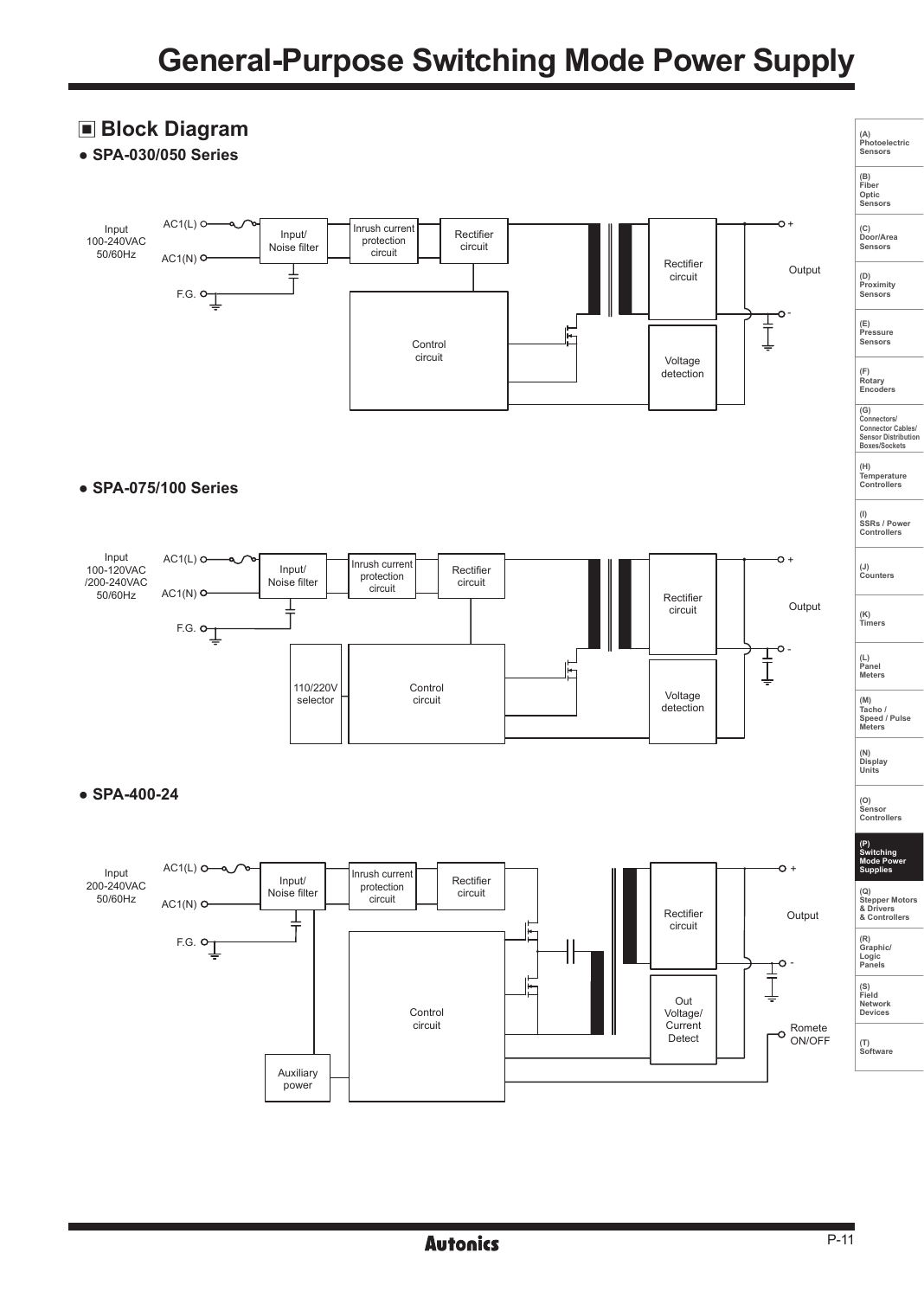## Block Diagram

### ● SPA-030/050 Series

Input 100-240VAC 50/60Hz

AC1(L)

AC1(N)

F.G.

Input/ Noise filter

Inrush current protection circuit

Rectifier circuit

Control circuit

Rectifier circuit

Voltage detection

Output

+

-

### ● SPA-075/100 Series

Input 100-120VAC /200-240VAC 50/60Hz

AC1(L)

AC1(N)

F.G.

Input/ Noise filter

Inrush current protection circuit

Rectifier circuit

110/220V selector

Control circuit

Rectifier circuit

Voltage detection

Output

+

-

### ● SPA-400-24

Input 200-240VAC 50/60Hz

AC1(L)

AC1(N)

F.G.

Input/ Noise filter

Inrush current protection circuit

Rectifier circuit

Control circuit

Auxiliary power

Rectifier circuit

Out Voltage/ Current Detect

Output

+

-

Romete ON/OFF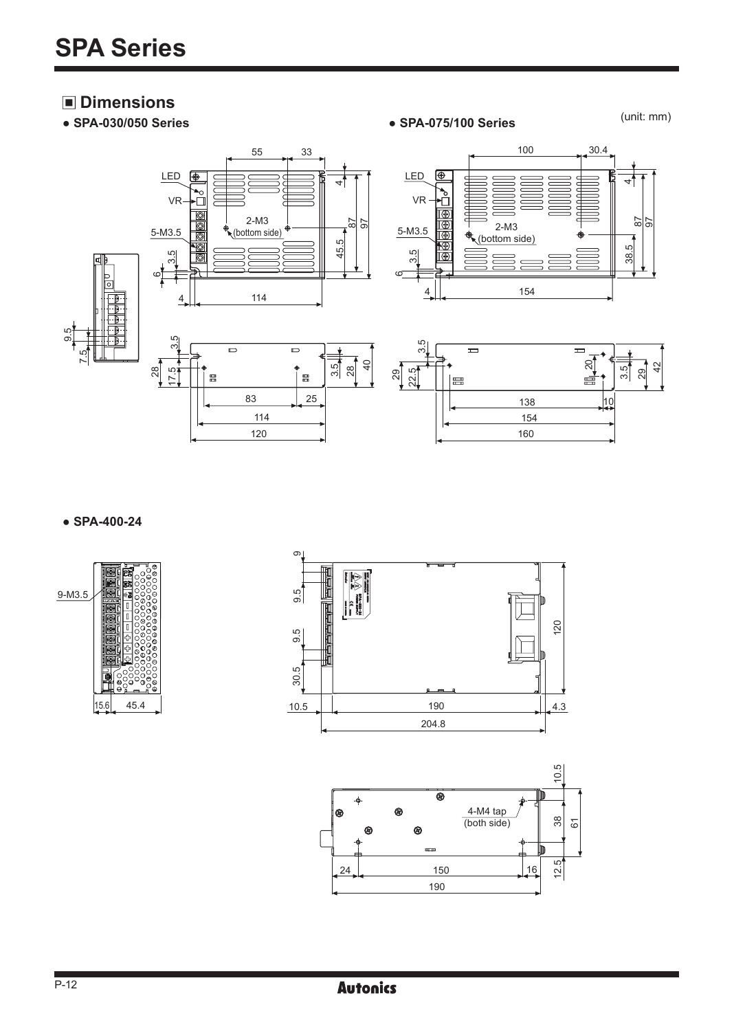## ■ Dimensions

(unit: mm)

- **SPA-030/050 Series**

LED, VR, 5-M3.5, 2-M3 (bottom side)

55, 33, 4, 87, 97, 45.5, 3.5, 6, 4, 114, 9.5, 7.5, 3.5, 28, 17.5, 3.5, 28, 40, 83, 25, 114, 120

- **SPA-075/100 Series**

LED, VR, 5-M3.5, 2-M3 (bottom side)

100, 30.4, 4, 87, 97, 38.5, 3.5, 6, 4, 154, 3.5, 29, 22.5, 20, 3.5, 29, 42, 138, 10, 154, 160

- **SPA-400-24**

9-M3.5

15.6, 45.4, 9, 9.5, 9.5, 30.5, 120, 10.5, 190, 4.3, 204.8

4-M4 tap (both side)

10.5, 38, 61, 12.5, 24, 150, 16, 190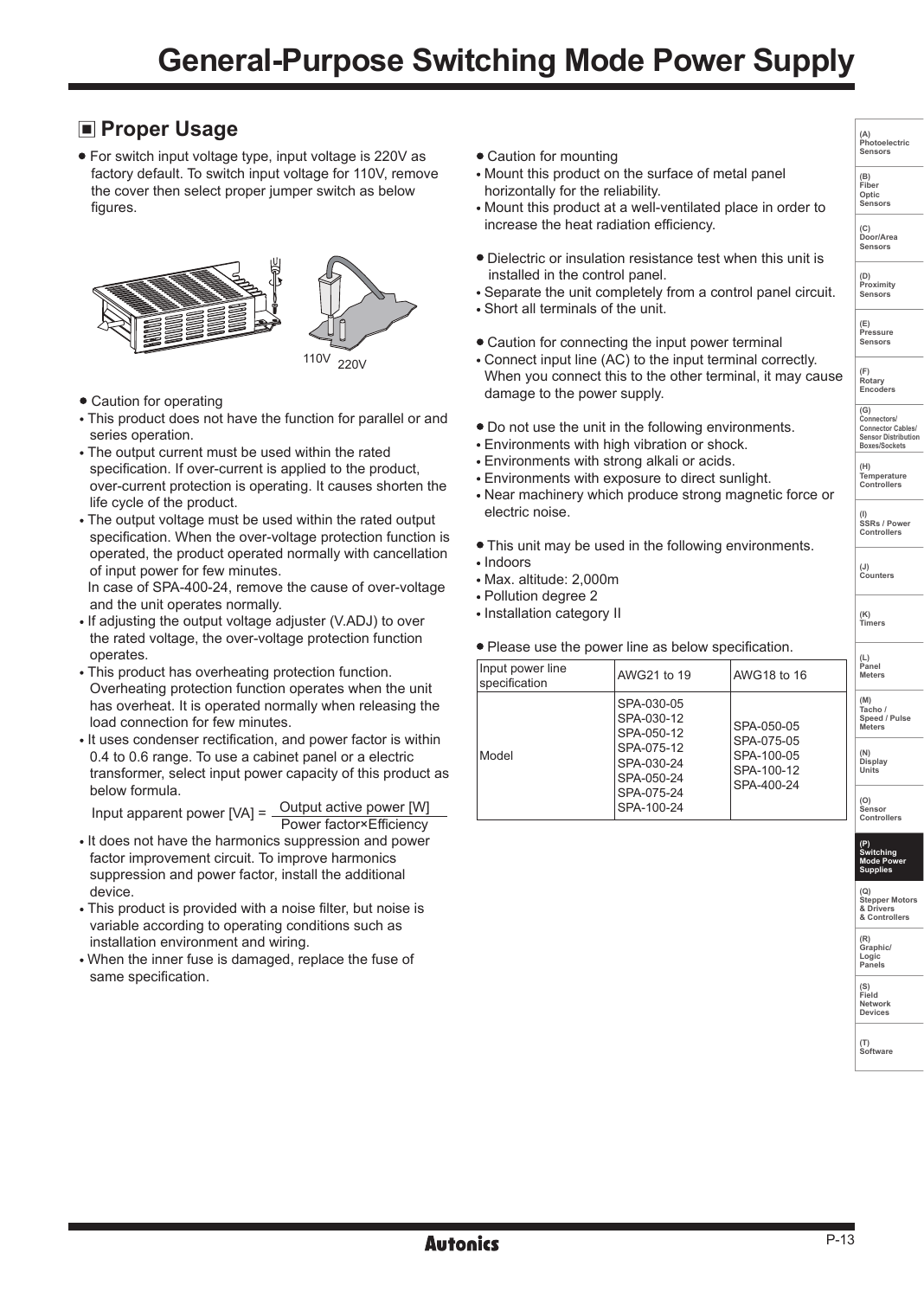## ■ Proper Usage

- For switch input voltage type, input voltage is 220V as factory default. To switch input voltage for 110V, remove the cover then select proper jumper switch as below figures.

110V 220V

- Caution for operating
  - This product does not have the function for parallel or and series operation.
  - The output current must be used within the rated specification. If over-current is applied to the product, over-current protection is operating. It causes shorten the life cycle of the product.
  - The output voltage must be used within the rated output specification. When the over-voltage protection function is operated, the product operated normally with cancellation of input power for few minutes.
    In case of SPA-400-24, remove the cause of over-voltage and the unit operates normally.
  - If adjusting the output voltage adjuster (V.ADJ) to over the rated voltage, the over-voltage protection function operates.
  - This product has overheating protection function. Overheating protection function operates when the unit has overheat. It is operated normally when releasing the load connection for few minutes.
  - It uses condenser rectification, and power factor is within 0.4 to 0.6 range. To use a cabinet panel or a electric transformer, select input power capacity of this product as below formula.

$$\text{Input apparent power [VA]} = \frac{\text{Output active power [W]}}{\text{Power factor} \times \text{Efficiency}}$$

  - It does not have the harmonics suppression and power factor improvement circuit. To improve harmonics suppression and power factor, install the additional device.
  - This product is provided with a noise filter, but noise is variable according to operating conditions such as installation environment and wiring.
  - When the inner fuse is damaged, replace the fuse of same specification.

- Caution for mounting
  - Mount this product on the surface of metal panel horizontally for the reliability.
  - Mount this product at a well-ventilated place in order to increase the heat radiation efficiency.

- Dielectric or insulation resistance test when this unit is installed in the control panel.
  - Separate the unit completely from a control panel circuit.
  - Short all terminals of the unit.

- Caution for connecting the input power terminal
  - Connect input line (AC) to the input terminal correctly. When you connect this to the other terminal, it may cause damage to the power supply.

- Do not use the unit in the following environments.
  - Environments with high vibration or shock.
  - Environments with strong alkali or acids.
  - Environments with exposure to direct sunlight.
  - Near machinery which produce strong magnetic force or electric noise.

- This unit may be used in the following environments.
  - Indoors
  - Max. altitude: 2,000m
  - Pollution degree 2
  - Installation category II

- Please use the power line as below specification.

| Input power line specification | AWG21 to 19 | AWG18 to 16 |
|---|---|---|
| Model | SPA-030-05<br>SPA-030-12<br>SPA-050-12<br>SPA-075-12<br>SPA-030-24<br>SPA-050-24<br>SPA-075-24<br>SPA-100-24 | SPA-050-05<br>SPA-075-05<br>SPA-100-05<br>SPA-100-12<br>SPA-400-24 |